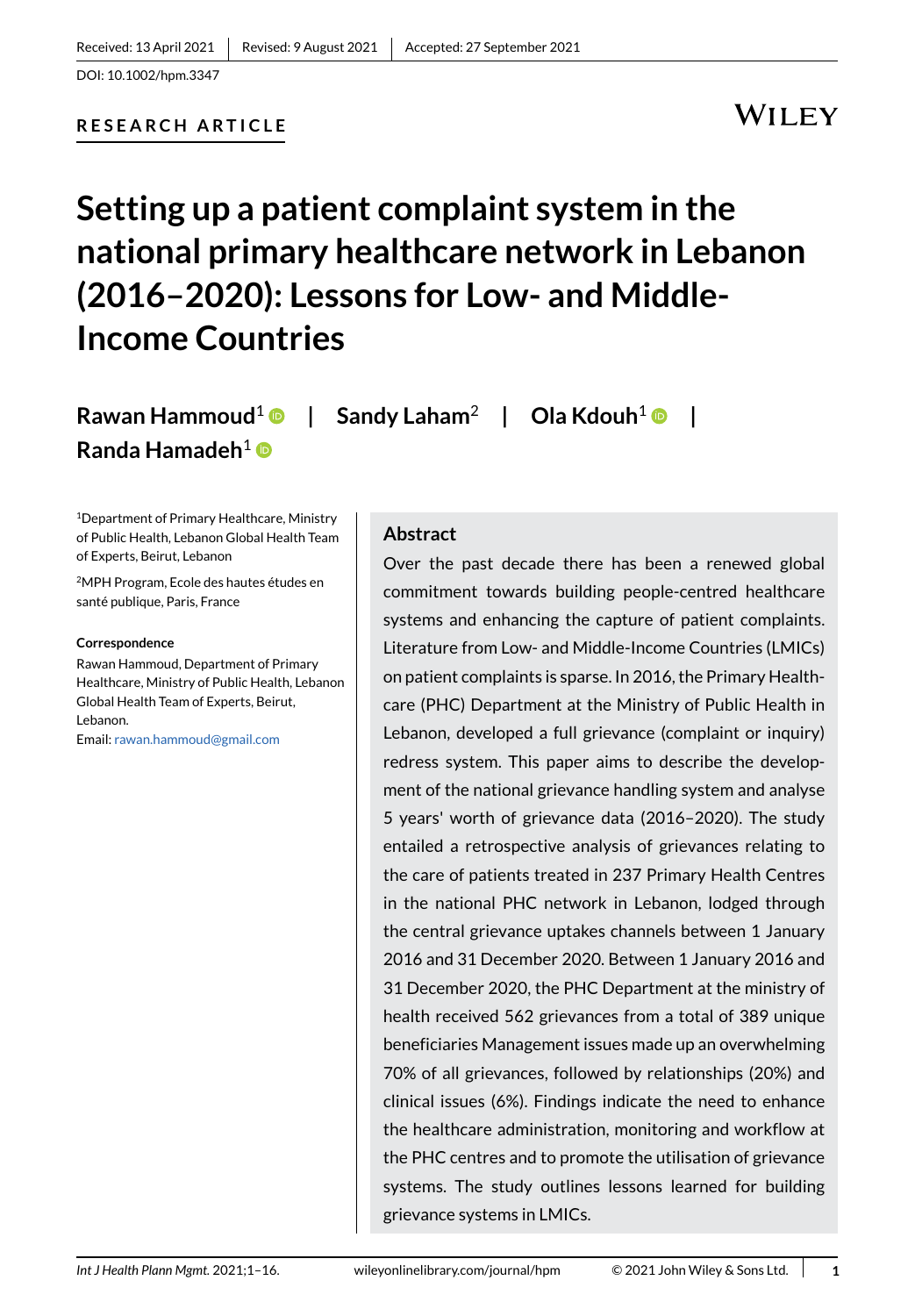Received: 13 April 2021 | Revised: 9 August 2021 | Accepted: 27 September 2021

DOI: 10.1002/hpm.3347

RESEARCH ARTICLE

# Setting up a patient complaint system in the national primary healthcare network in Lebanon (2016–2020): Lessons for Low- and Middle-Income Countries

**Rawan Hammoud**[1] | **Sandy Laham**[2] | **Ola Kdouh**[1] | **Randa Hamadeh**[1]

[1]Department of Primary Healthcare, Ministry of Public Health, Lebanon Global Health Team of Experts, Beirut, Lebanon

[2]MPH Program, Ecole des hautes études en santé publique, Paris, France

**Correspondence**

Rawan Hammoud, Department of Primary Healthcare, Ministry of Public Health, Lebanon Global Health Team of Experts, Beirut, Lebanon.

Email: rawan.hammoud@gmail.com

## Abstract

Over the past decade there has been a renewed global commitment towards building people-centred healthcare systems and enhancing the capture of patient complaints. Literature from Low- and Middle-Income Countries (LMICs) on patient complaints is sparse. In 2016, the Primary Healthcare (PHC) Department at the Ministry of Public Health in Lebanon, developed a full grievance (complaint or inquiry) redress system. This paper aims to describe the development of the national grievance handling system and analyse 5 years' worth of grievance data (2016–2020). The study entailed a retrospective analysis of grievances relating to the care of patients treated in 237 Primary Health Centres in the national PHC network in Lebanon, lodged through the central grievance uptakes channels between 1 January 2016 and 31 December 2020. Between 1 January 2016 and 31 December 2020, the PHC Department at the ministry of health received 562 grievances from a total of 389 unique beneficiaries Management issues made up an overwhelming 70% of all grievances, followed by relationships (20%) and clinical issues (6%). Findings indicate the need to enhance the healthcare administration, monitoring and workflow at the PHC centres and to promote the utilisation of grievance systems. The study outlines lessons learned for building grievance systems in LMICs.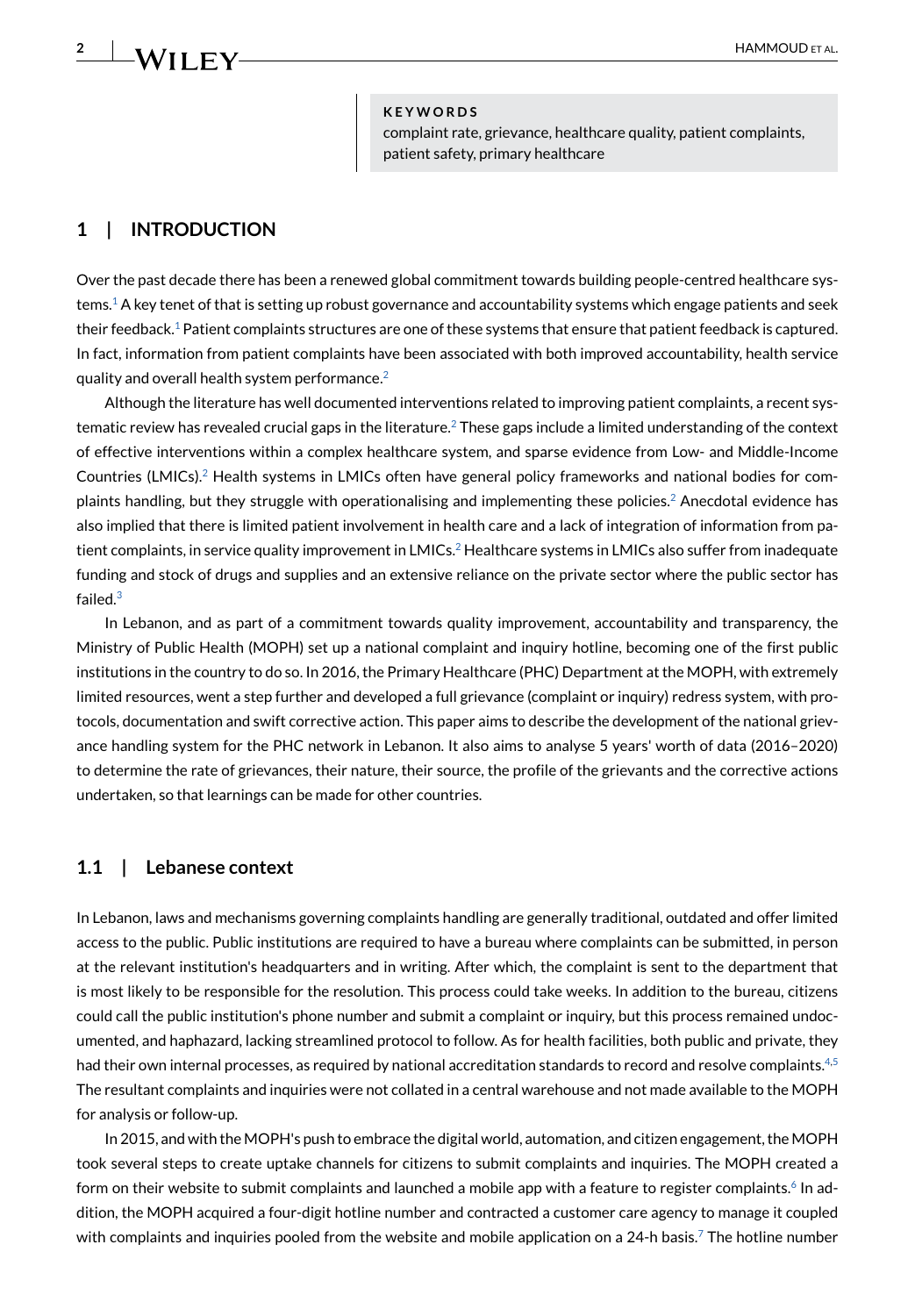**KEYWORDS**

complaint rate, grievance, healthcare quality, patient complaints, patient safety, primary healthcare

## 1 | INTRODUCTION

Over the past decade there has been a renewed global commitment towards building people-centred healthcare systems.[1] A key tenet of that is setting up robust governance and accountability systems which engage patients and seek their feedback.[1] Patient complaints structures are one of these systems that ensure that patient feedback is captured. In fact, information from patient complaints have been associated with both improved accountability, health service quality and overall health system performance.[2]

Although the literature has well documented interventions related to improving patient complaints, a recent systematic review has revealed crucial gaps in the literature.[2] These gaps include a limited understanding of the context of effective interventions within a complex healthcare system, and sparse evidence from Low- and Middle-Income Countries (LMICs).[2] Health systems in LMICs often have general policy frameworks and national bodies for complaints handling, but they struggle with operationalising and implementing these policies.[2] Anecdotal evidence has also implied that there is limited patient involvement in health care and a lack of integration of information from patient complaints, in service quality improvement in LMICs.[2] Healthcare systems in LMICs also suffer from inadequate funding and stock of drugs and supplies and an extensive reliance on the private sector where the public sector has failed.[3]

In Lebanon, and as part of a commitment towards quality improvement, accountability and transparency, the Ministry of Public Health (MOPH) set up a national complaint and inquiry hotline, becoming one of the first public institutions in the country to do so. In 2016, the Primary Healthcare (PHC) Department at the MOPH, with extremely limited resources, went a step further and developed a full grievance (complaint or inquiry) redress system, with protocols, documentation and swift corrective action. This paper aims to describe the development of the national grievance handling system for the PHC network in Lebanon. It also aims to analyse 5 years' worth of data (2016–2020) to determine the rate of grievances, their nature, their source, the profile of the grievants and the corrective actions undertaken, so that learnings can be made for other countries.

### 1.1 | Lebanese context

In Lebanon, laws and mechanisms governing complaints handling are generally traditional, outdated and offer limited access to the public. Public institutions are required to have a bureau where complaints can be submitted, in person at the relevant institution's headquarters and in writing. After which, the complaint is sent to the department that is most likely to be responsible for the resolution. This process could take weeks. In addition to the bureau, citizens could call the public institution's phone number and submit a complaint or inquiry, but this process remained undocumented, and haphazard, lacking streamlined protocol to follow. As for health facilities, both public and private, they had their own internal processes, as required by national accreditation standards to record and resolve complaints.[4,5] The resultant complaints and inquiries were not collated in a central warehouse and not made available to the MOPH for analysis or follow-up.

In 2015, and with the MOPH's push to embrace the digital world, automation, and citizen engagement, the MOPH took several steps to create uptake channels for citizens to submit complaints and inquiries. The MOPH created a form on their website to submit complaints and launched a mobile app with a feature to register complaints.[6] In addition, the MOPH acquired a four-digit hotline number and contracted a customer care agency to manage it coupled with complaints and inquiries pooled from the website and mobile application on a 24-h basis.[7] The hotline number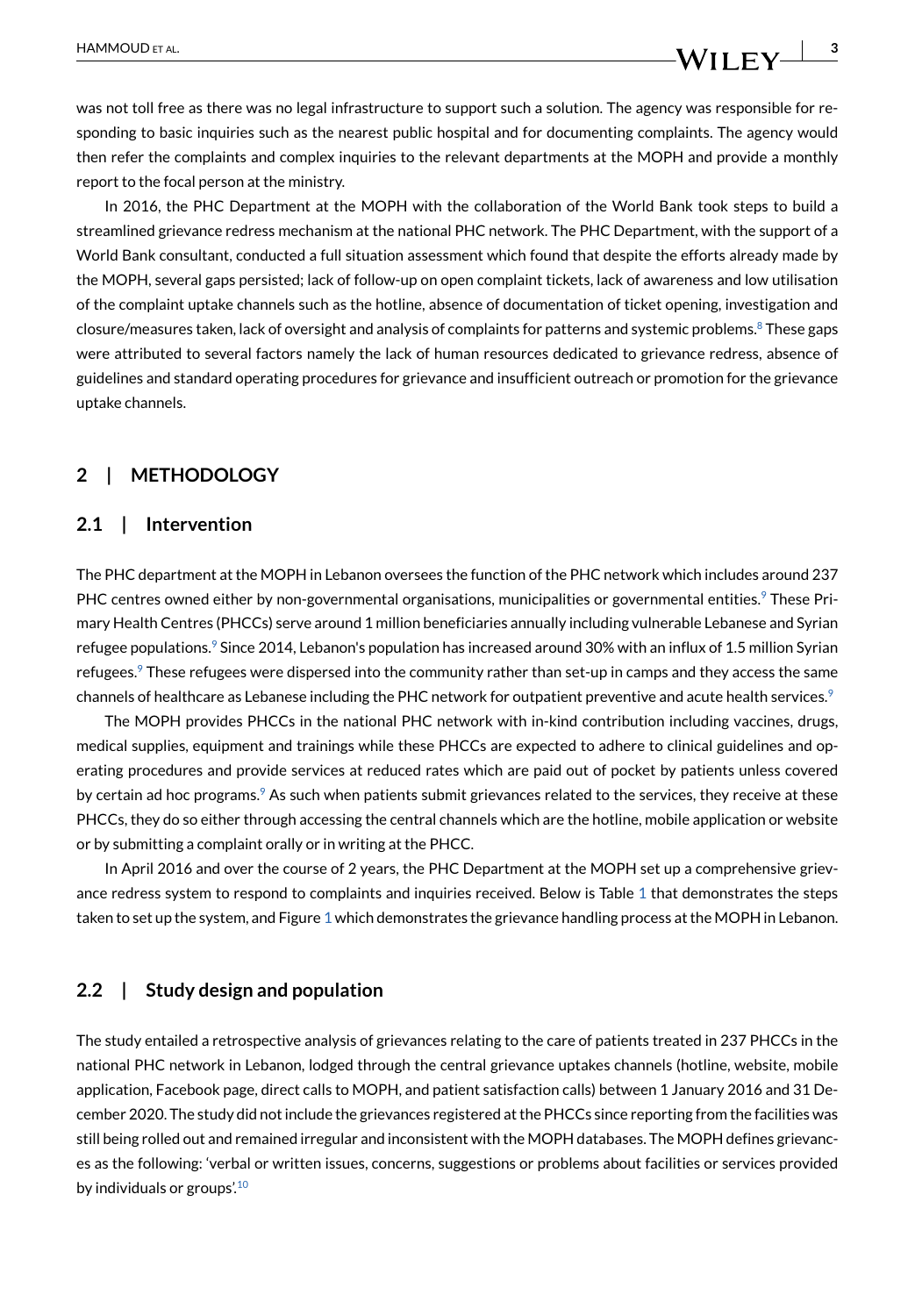was not toll free as there was no legal infrastructure to support such a solution. The agency was responsible for responding to basic inquiries such as the nearest public hospital and for documenting complaints. The agency would then refer the complaints and complex inquiries to the relevant departments at the MOPH and provide a monthly report to the focal person at the ministry.

In 2016, the PHC Department at the MOPH with the collaboration of the World Bank took steps to build a streamlined grievance redress mechanism at the national PHC network. The PHC Department, with the support of a World Bank consultant, conducted a full situation assessment which found that despite the efforts already made by the MOPH, several gaps persisted; lack of follow-up on open complaint tickets, lack of awareness and low utilisation of the complaint uptake channels such as the hotline, absence of documentation of ticket opening, investigation and closure/measures taken, lack of oversight and analysis of complaints for patterns and systemic problems.[8] These gaps were attributed to several factors namely the lack of human resources dedicated to grievance redress, absence of guidelines and standard operating procedures for grievance and insufficient outreach or promotion for the grievance uptake channels.

## 2 | METHODOLOGY

### 2.1 | Intervention

The PHC department at the MOPH in Lebanon oversees the function of the PHC network which includes around 237 PHC centres owned either by non-governmental organisations, municipalities or governmental entities.[9] These Primary Health Centres (PHCCs) serve around 1 million beneficiaries annually including vulnerable Lebanese and Syrian refugee populations.[9] Since 2014, Lebanon's population has increased around 30% with an influx of 1.5 million Syrian refugees.[9] These refugees were dispersed into the community rather than set-up in camps and they access the same channels of healthcare as Lebanese including the PHC network for outpatient preventive and acute health services.[9]

The MOPH provides PHCCs in the national PHC network with in-kind contribution including vaccines, drugs, medical supplies, equipment and trainings while these PHCCs are expected to adhere to clinical guidelines and operating procedures and provide services at reduced rates which are paid out of pocket by patients unless covered by certain ad hoc programs.[9] As such when patients submit grievances related to the services, they receive at these PHCCs, they do so either through accessing the central channels which are the hotline, mobile application or website or by submitting a complaint orally or in writing at the PHCC.

In April 2016 and over the course of 2 years, the PHC Department at the MOPH set up a comprehensive grievance redress system to respond to complaints and inquiries received. Below is Table 1 that demonstrates the steps taken to set up the system, and Figure 1 which demonstrates the grievance handling process at the MOPH in Lebanon.

### 2.2 | Study design and population

The study entailed a retrospective analysis of grievances relating to the care of patients treated in 237 PHCCs in the national PHC network in Lebanon, lodged through the central grievance uptakes channels (hotline, website, mobile application, Facebook page, direct calls to MOPH, and patient satisfaction calls) between 1 January 2016 and 31 December 2020. The study did not include the grievances registered at the PHCCs since reporting from the facilities was still being rolled out and remained irregular and inconsistent with the MOPH databases. The MOPH defines grievances as the following: 'verbal or written issues, concerns, suggestions or problems about facilities or services provided by individuals or groups'.[10]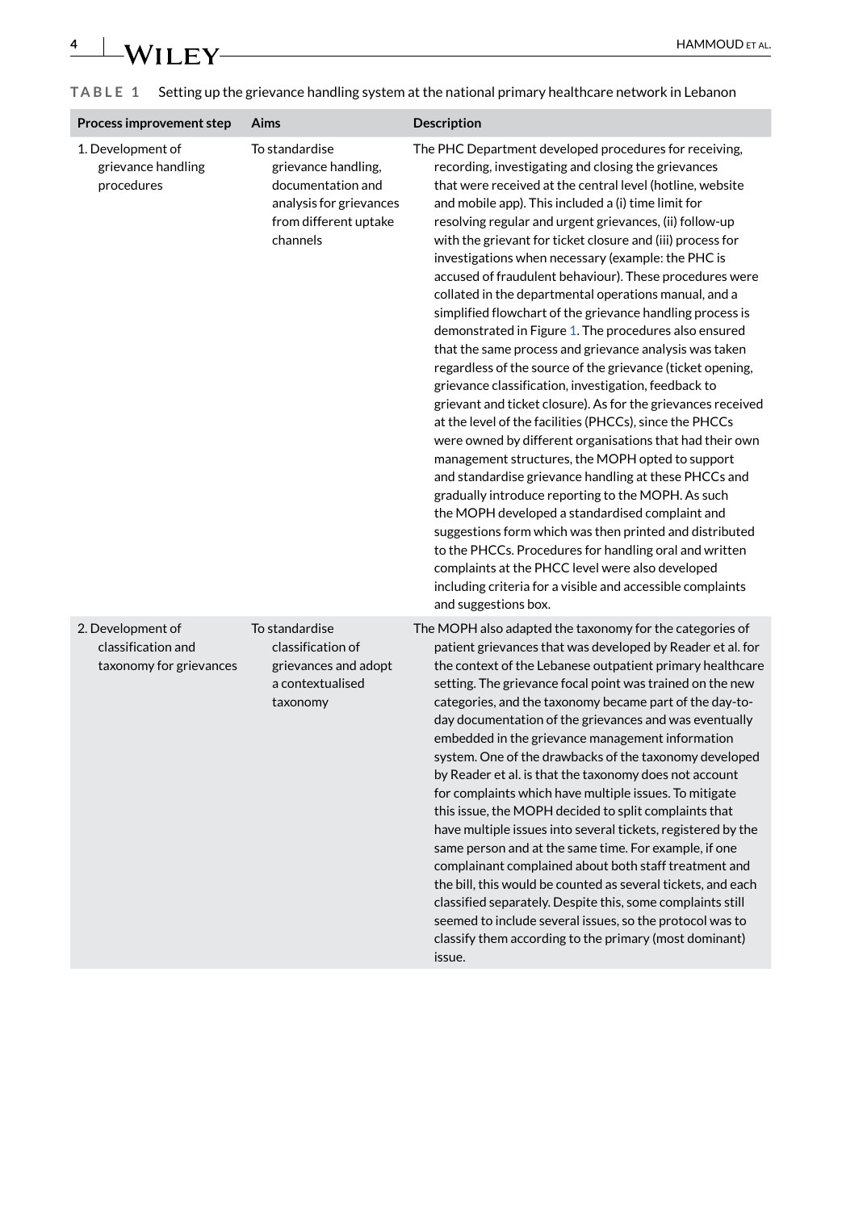**TABLE 1** Setting up the grievance handling system at the national primary healthcare network in Lebanon

| Process improvement step | Aims | Description |
|---|---|---|
| 1. Development of grievance handling procedures | To standardise grievance handling, documentation and analysis for grievances from different uptake channels | The PHC Department developed procedures for receiving, recording, investigating and closing the grievances that were received at the central level (hotline, website and mobile app). This included a (i) time limit for resolving regular and urgent grievances, (ii) follow-up with the grievant for ticket closure and (iii) process for investigations when necessary (example: the PHC is accused of fraudulent behaviour). These procedures were collated in the departmental operations manual, and a simplified flowchart of the grievance handling process is demonstrated in Figure 1. The procedures also ensured that the same process and grievance analysis was taken regardless of the source of the grievance (ticket opening, grievance classification, investigation, feedback to grievant and ticket closure). As for the grievances received at the level of the facilities (PHCCs), since the PHCCs were owned by different organisations that had their own management structures, the MOPH opted to support and standardise grievance handling at these PHCCs and gradually introduce reporting to the MOPH. As such the MOPH developed a standardised complaint and suggestions form which was then printed and distributed to the PHCCs. Procedures for handling oral and written complaints at the PHCC level were also developed including criteria for a visible and accessible complaints and suggestions box. |
| 2. Development of classification and taxonomy for grievances | To standardise classification of grievances and adopt a contextualised taxonomy | The MOPH also adapted the taxonomy for the categories of patient grievances that was developed by Reader et al. for the context of the Lebanese outpatient primary healthcare setting. The grievance focal point was trained on the new categories, and the taxonomy became part of the day-to-day documentation of the grievances and was eventually embedded in the grievance management information system. One of the drawbacks of the taxonomy developed by Reader et al. is that the taxonomy does not account for complaints which have multiple issues. To mitigate this issue, the MOPH decided to split complaints that have multiple issues into several tickets, registered by the same person and at the same time. For example, if one complainant complained about both staff treatment and the bill, this would be counted as several tickets, and each classified separately. Despite this, some complaints still seemed to include several issues, so the protocol was to classify them according to the primary (most dominant) issue. |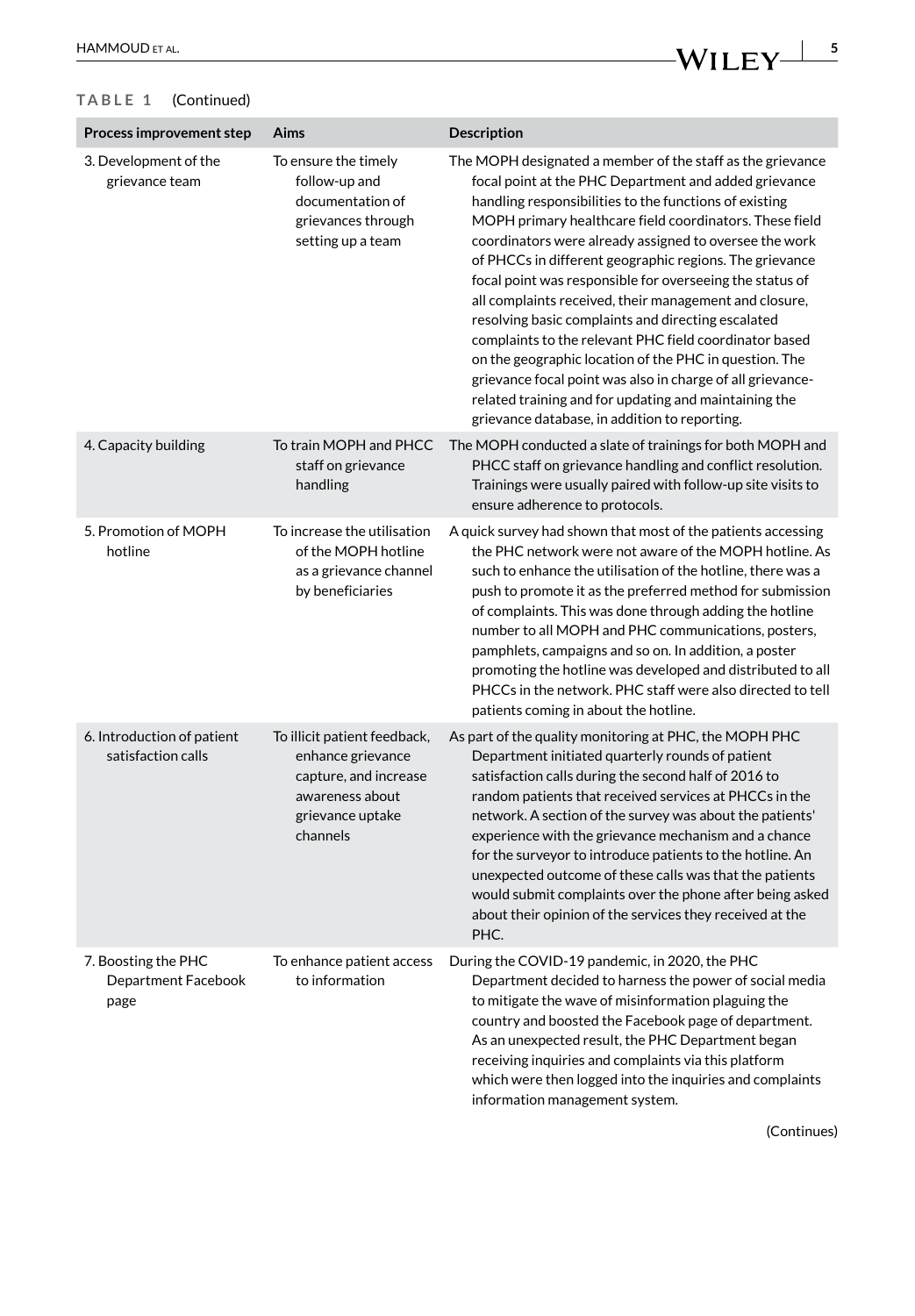**TABLE 1** (Continued)

| Process improvement step | Aims | Description |
|---|---|---|
| 3. Development of the grievance team | To ensure the timely follow-up and documentation of grievances through setting up a team | The MOPH designated a member of the staff as the grievance focal point at the PHC Department and added grievance handling responsibilities to the functions of existing MOPH primary healthcare field coordinators. These field coordinators were already assigned to oversee the work of PHCCs in different geographic regions. The grievance focal point was responsible for overseeing the status of all complaints received, their management and closure, resolving basic complaints and directing escalated complaints to the relevant PHC field coordinator based on the geographic location of the PHC in question. The grievance focal point was also in charge of all grievance-related training and for updating and maintaining the grievance database, in addition to reporting. |
| 4. Capacity building | To train MOPH and PHCC staff on grievance handling | The MOPH conducted a slate of trainings for both MOPH and PHCC staff on grievance handling and conflict resolution. Trainings were usually paired with follow-up site visits to ensure adherence to protocols. |
| 5. Promotion of MOPH hotline | To increase the utilisation of the MOPH hotline as a grievance channel by beneficiaries | A quick survey had shown that most of the patients accessing the PHC network were not aware of the MOPH hotline. As such to enhance the utilisation of the hotline, there was a push to promote it as the preferred method for submission of complaints. This was done through adding the hotline number to all MOPH and PHC communications, posters, pamphlets, campaigns and so on. In addition, a poster promoting the hotline was developed and distributed to all PHCCs in the network. PHC staff were also directed to tell patients coming in about the hotline. |
| 6. Introduction of patient satisfaction calls | To illicit patient feedback, enhance grievance capture, and increase awareness about grievance uptake channels | As part of the quality monitoring at PHC, the MOPH PHC Department initiated quarterly rounds of patient satisfaction calls during the second half of 2016 to random patients that received services at PHCCs in the network. A section of the survey was about the patients' experience with the grievance mechanism and a chance for the surveyor to introduce patients to the hotline. An unexpected outcome of these calls was that the patients would submit complaints over the phone after being asked about their opinion of the services they received at the PHC. |
| 7. Boosting the PHC Department Facebook page | To enhance patient access to information | During the COVID-19 pandemic, in 2020, the PHC Department decided to harness the power of social media to mitigate the wave of misinformation plaguing the country and boosted the Facebook page of department. As an unexpected result, the PHC Department began receiving inquiries and complaints via this platform which were then logged into the inquiries and complaints information management system. |

(Continues)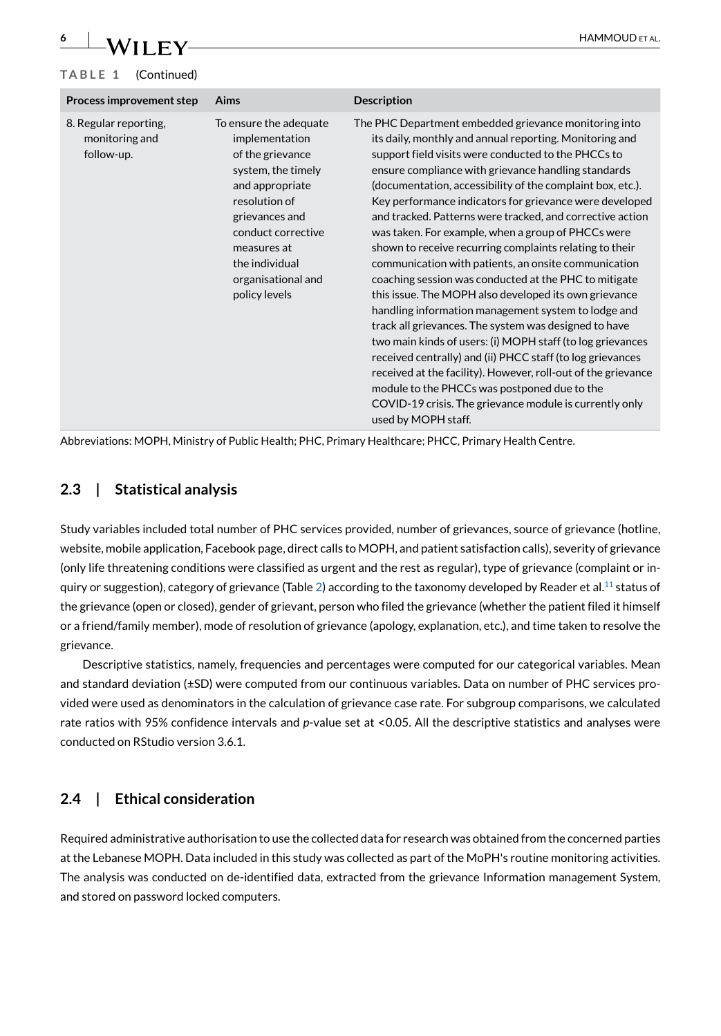**TABLE 1** (Continued)

| Process improvement step | Aims | Description |
|---|---|---|
| 8. Regular reporting, monitoring and follow-up. | To ensure the adequate implementation of the grievance system, the timely and appropriate resolution of grievances and conduct corrective measures at the individual organisational and policy levels | The PHC Department embedded grievance monitoring into its daily, monthly and annual reporting. Monitoring and support field visits were conducted to the PHCCs to ensure compliance with grievance handling standards (documentation, accessibility of the complaint box, etc.). Key performance indicators for grievance were developed and tracked. Patterns were tracked, and corrective action was taken. For example, when a group of PHCCs were shown to receive recurring complaints relating to their communication with patients, an onsite communication coaching session was conducted at the PHC to mitigate this issue. The MOPH also developed its own grievance handling information management system to lodge and track all grievances. The system was designed to have two main kinds of users: (i) MOPH staff (to log grievances received centrally) and (ii) PHCC staff (to log grievances received at the facility). However, roll-out of the grievance module to the PHCCs was postponed due to the COVID-19 crisis. The grievance module is currently only used by MOPH staff. |

Abbreviations: MOPH, Ministry of Public Health; PHC, Primary Healthcare; PHCC, Primary Health Centre.

## 2.3 | Statistical analysis

Study variables included total number of PHC services provided, number of grievances, source of grievance (hotline, website, mobile application, Facebook page, direct calls to MOPH, and patient satisfaction calls), severity of grievance (only life threatening conditions were classified as urgent and the rest as regular), type of grievance (complaint or inquiry or suggestion), category of grievance (Table 2) according to the taxonomy developed by Reader et al.[11] status of the grievance (open or closed), gender of grievant, person who filed the grievance (whether the patient filed it himself or a friend/family member), mode of resolution of grievance (apology, explanation, etc.), and time taken to resolve the grievance.

Descriptive statistics, namely, frequencies and percentages were computed for our categorical variables. Mean and standard deviation (±SD) were computed from our continuous variables. Data on number of PHC services provided were used as denominators in the calculation of grievance case rate. For subgroup comparisons, we calculated rate ratios with 95% confidence intervals and $p$-value set at $<0.05$. All the descriptive statistics and analyses were conducted on RStudio version 3.6.1.

## 2.4 | Ethical consideration

Required administrative authorisation to use the collected data for research was obtained from the concerned parties at the Lebanese MOPH. Data included in this study was collected as part of the MoPH's routine monitoring activities. The analysis was conducted on de-identified data, extracted from the grievance Information management System, and stored on password locked computers.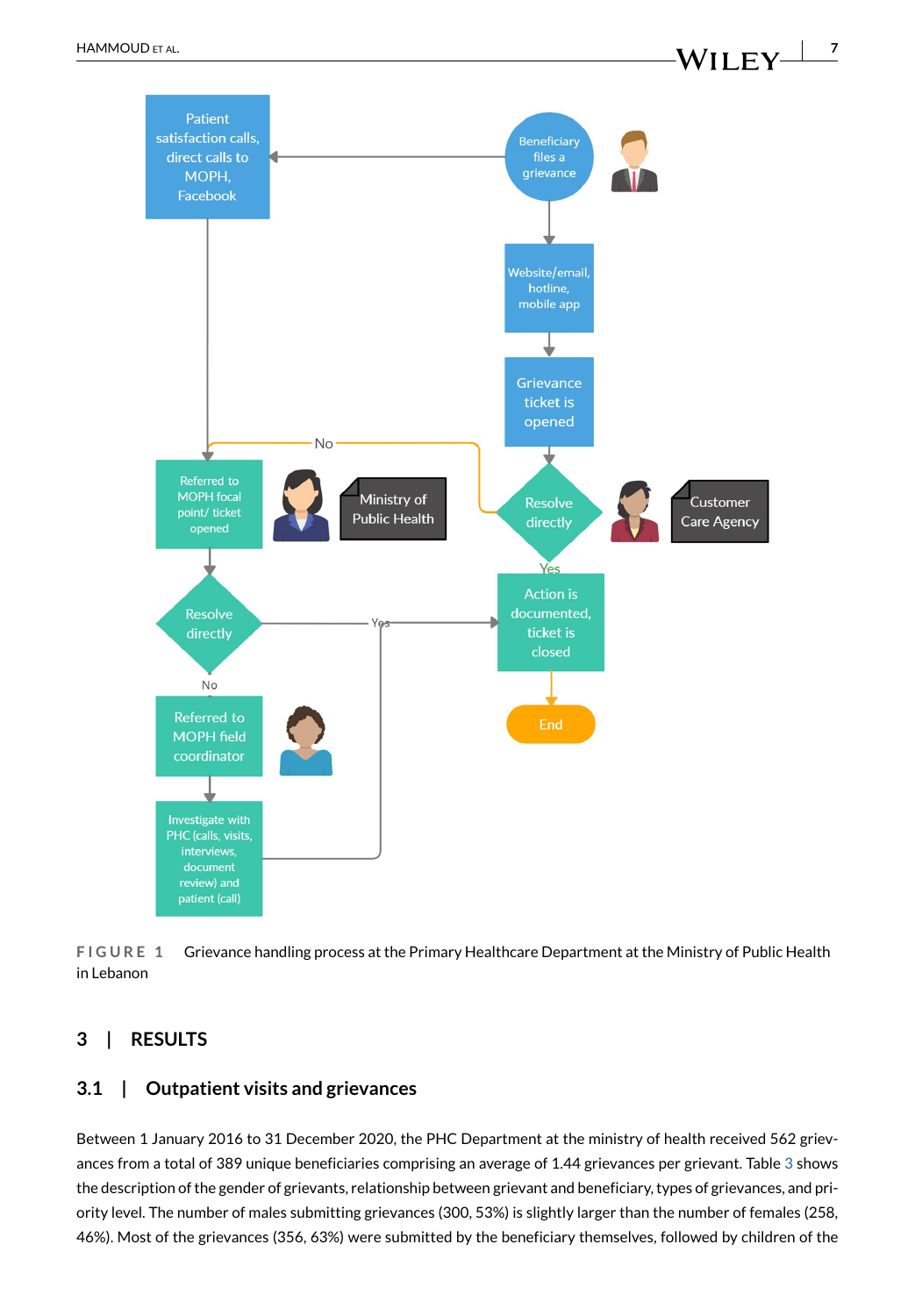FIGURE 1 Grievance handling process at the Primary Healthcare Department at the Ministry of Public Health in Lebanon

## 3 | RESULTS

### 3.1 | Outpatient visits and grievances

Between 1 January 2016 to 31 December 2020, the PHC Department at the ministry of health received 562 grievances from a total of 389 unique beneficiaries comprising an average of 1.44 grievances per grievant. Table 3 shows the description of the gender of grievants, relationship between grievant and beneficiary, types of grievances, and priority level. The number of males submitting grievances (300, 53%) is slightly larger than the number of females (258, 46%). Most of the grievances (356, 63%) were submitted by the beneficiary themselves, followed by children of the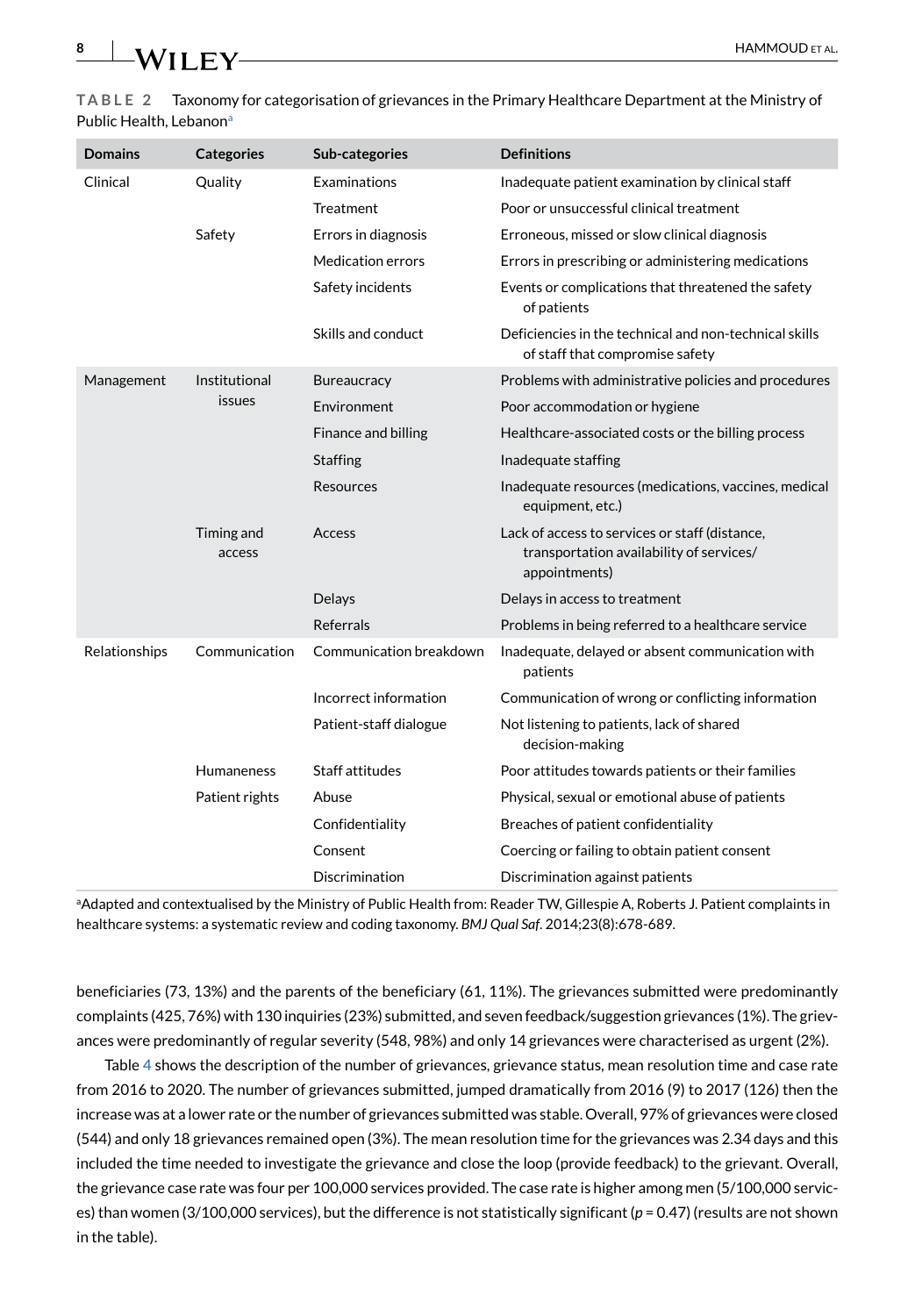**TABLE 2** Taxonomy for categorisation of grievances in the Primary Healthcare Department at the Ministry of Public Health, Lebanon[a]

| Domains | Categories | Sub-categories | Definitions |
|---|---|---|---|
| Clinical | Quality | Examinations | Inadequate patient examination by clinical staff |
| | | Treatment | Poor or unsuccessful clinical treatment |
| | Safety | Errors in diagnosis | Erroneous, missed or slow clinical diagnosis |
| | | Medication errors | Errors in prescribing or administering medications |
| | | Safety incidents | Events or complications that threatened the safety of patients |
| | | Skills and conduct | Deficiencies in the technical and non-technical skills of staff that compromise safety |
| Management | Institutional issues | Bureaucracy | Problems with administrative policies and procedures |
| | | Environment | Poor accommodation or hygiene |
| | | Finance and billing | Healthcare-associated costs or the billing process |
| | | Staffing | Inadequate staffing |
| | | Resources | Inadequate resources (medications, vaccines, medical equipment, etc.) |
| | Timing and access | Access | Lack of access to services or staff (distance, transportation availability of services/ appointments) |
| | | Delays | Delays in access to treatment |
| | | Referrals | Problems in being referred to a healthcare service |
| Relationships | Communication | Communication breakdown | Inadequate, delayed or absent communication with patients |
| | | Incorrect information | Communication of wrong or conflicting information |
| | | Patient-staff dialogue | Not listening to patients, lack of shared decision-making |
| | Humaneness | Staff attitudes | Poor attitudes towards patients or their families |
| | Patient rights | Abuse | Physical, sexual or emotional abuse of patients |
| | | Confidentiality | Breaches of patient confidentiality |
| | | Consent | Coercing or failing to obtain patient consent |
| | | Discrimination | Discrimination against patients |

[a]Adapted and contextualised by the Ministry of Public Health from: Reader TW, Gillespie A, Roberts J. Patient complaints in healthcare systems: a systematic review and coding taxonomy. *BMJ Qual Saf*. 2014;23(8):678-689.

beneficiaries (73, 13%) and the parents of the beneficiary (61, 11%). The grievances submitted were predominantly complaints (425, 76%) with 130 inquiries (23%) submitted, and seven feedback/suggestion grievances (1%). The grievances were predominantly of regular severity (548, 98%) and only 14 grievances were characterised as urgent (2%).

Table 4 shows the description of the number of grievances, grievance status, mean resolution time and case rate from 2016 to 2020. The number of grievances submitted, jumped dramatically from 2016 (9) to 2017 (126) then the increase was at a lower rate or the number of grievances submitted was stable. Overall, 97% of grievances were closed (544) and only 18 grievances remained open (3%). The mean resolution time for the grievances was 2.34 days and this included the time needed to investigate the grievance and close the loop (provide feedback) to the grievant. Overall, the grievance case rate was four per 100,000 services provided. The case rate is higher among men (5/100,000 services) than women (3/100,000 services), but the difference is not statistically significant ($p = 0.47$) (results are not shown in the table).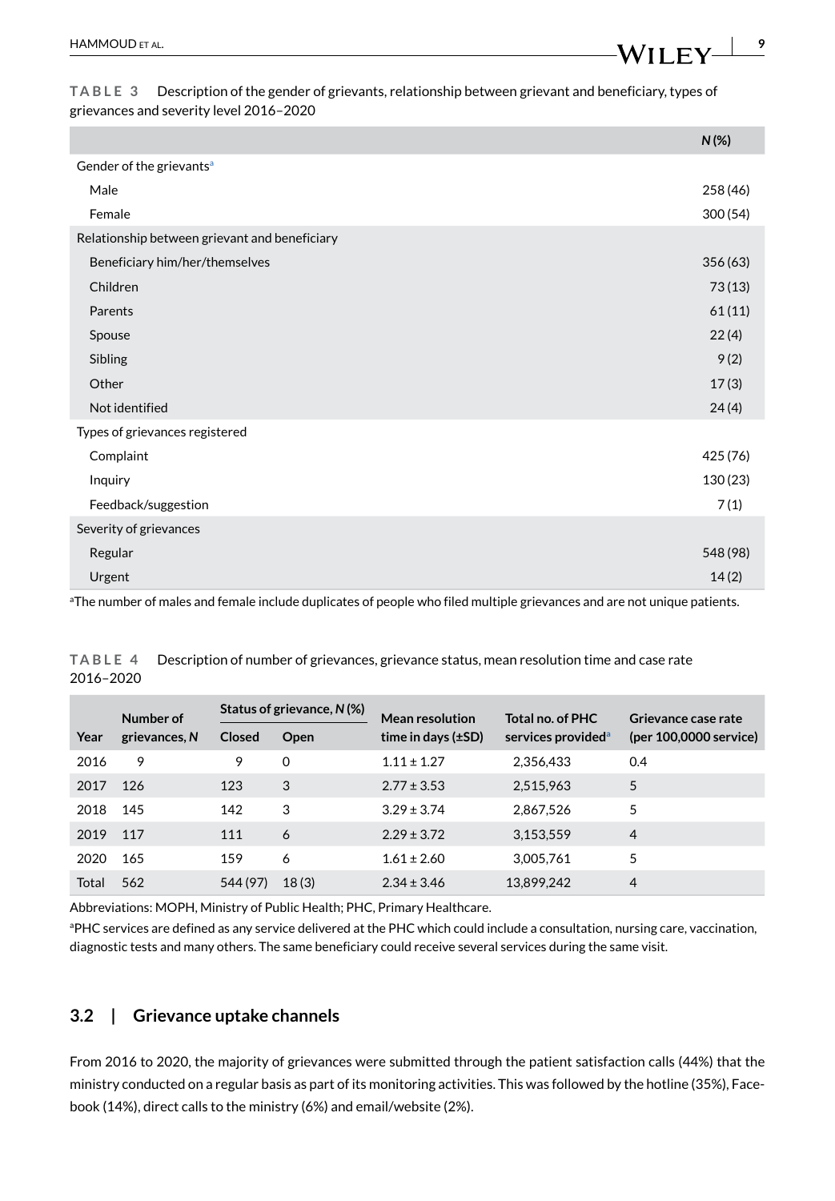**TABLE 3** Description of the gender of grievants, relationship between grievant and beneficiary, types of grievances and severity level 2016–2020

| | *N* (%) |
|---|---|
| Gender of the grievants[a] | |
| Male | 258 (46) |
| Female | 300 (54) |
| Relationship between grievant and beneficiary | |
| Beneficiary him/her/themselves | 356 (63) |
| Children | 73 (13) |
| Parents | 61 (11) |
| Spouse | 22 (4) |
| Sibling | 9 (2) |
| Other | 17 (3) |
| Not identified | 24 (4) |
| Types of grievances registered | |
| Complaint | 425 (76) |
| Inquiry | 130 (23) |
| Feedback/suggestion | 7 (1) |
| Severity of grievances | |
| Regular | 548 (98) |
| Urgent | 14 (2) |

[a]The number of males and female include duplicates of people who filed multiple grievances and are not unique patients.

**TABLE 4** Description of number of grievances, grievance status, mean resolution time and case rate 2016–2020

| Year | Number of grievances, *N* | Status of grievance, *N* (%) | | Mean resolution time in days (±SD) | Total no. of PHC services provided[a] | Grievance case rate (per 100,0000 service) |
|---|---|---|---|---|---|---|
| | | Closed | Open | | | |
| 2016 | 9 | 9 | 0 | 1.11 ± 1.27 | 2,356,433 | 0.4 |
| 2017 | 126 | 123 | 3 | 2.77 ± 3.53 | 2,515,963 | 5 |
| 2018 | 145 | 142 | 3 | 3.29 ± 3.74 | 2,867,526 | 5 |
| 2019 | 117 | 111 | 6 | 2.29 ± 3.72 | 3,153,559 | 4 |
| 2020 | 165 | 159 | 6 | 1.61 ± 2.60 | 3,005,761 | 5 |
| Total | 562 | 544 (97) | 18 (3) | 2.34 ± 3.46 | 13,899,242 | 4 |

Abbreviations: MOPH, Ministry of Public Health; PHC, Primary Healthcare.

[a]PHC services are defined as any service delivered at the PHC which could include a consultation, nursing care, vaccination, diagnostic tests and many others. The same beneficiary could receive several services during the same visit.

## 3.2 | Grievance uptake channels

From 2016 to 2020, the majority of grievances were submitted through the patient satisfaction calls (44%) that the ministry conducted on a regular basis as part of its monitoring activities. This was followed by the hotline (35%), Facebook (14%), direct calls to the ministry (6%) and email/website (2%).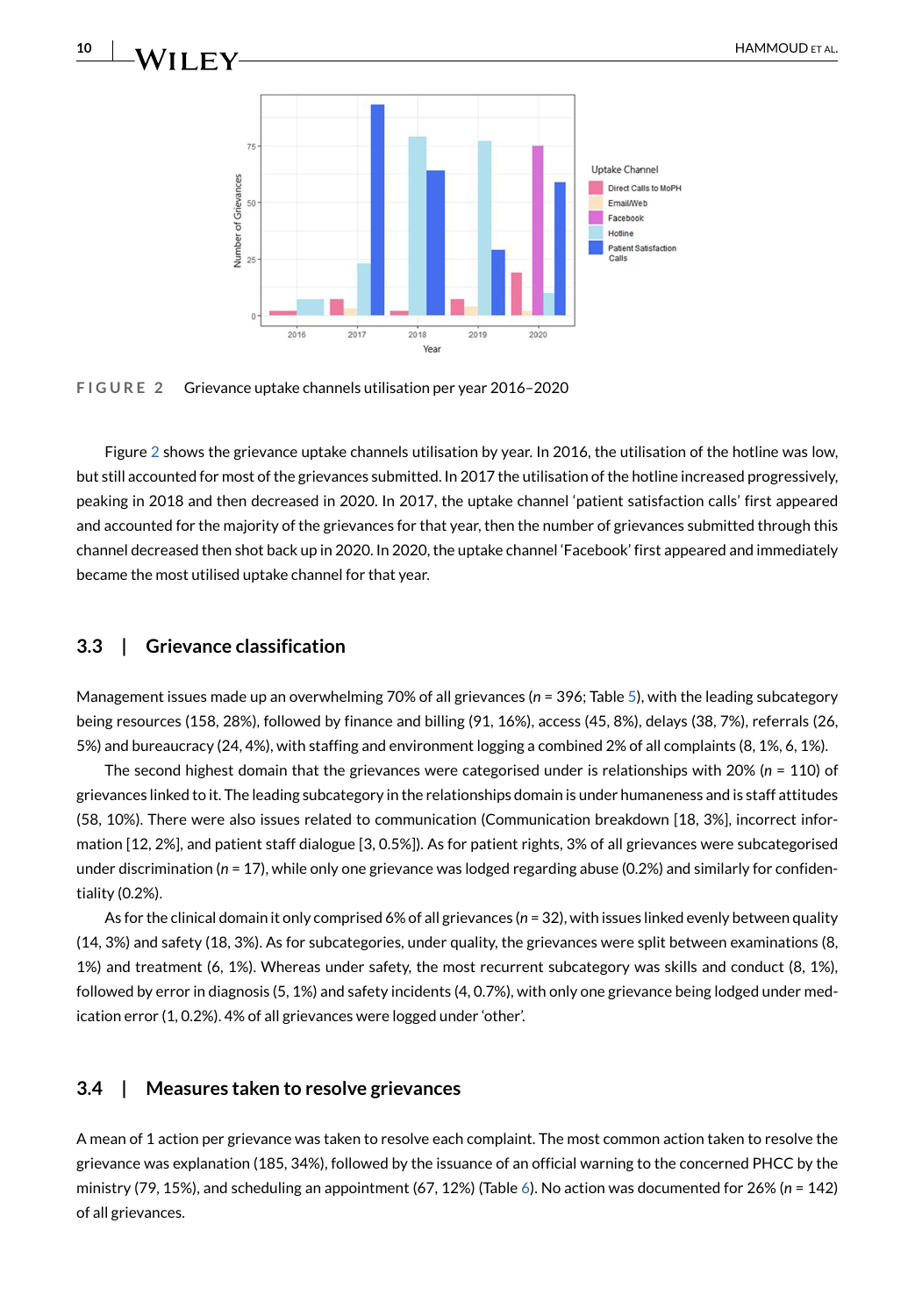FIGURE 2 Grievance uptake channels utilisation per year 2016–2020

Figure 2 shows the grievance uptake channels utilisation by year. In 2016, the utilisation of the hotline was low, but still accounted for most of the grievances submitted. In 2017 the utilisation of the hotline increased progressively, peaking in 2018 and then decreased in 2020. In 2017, the uptake channel 'patient satisfaction calls' first appeared and accounted for the majority of the grievances for that year, then the number of grievances submitted through this channel decreased then shot back up in 2020. In 2020, the uptake channel 'Facebook' first appeared and immediately became the most utilised uptake channel for that year.

### 3.3 | Grievance classification

Management issues made up an overwhelming 70% of all grievances (*n* = 396; Table 5), with the leading subcategory being resources (158, 28%), followed by finance and billing (91, 16%), access (45, 8%), delays (38, 7%), referrals (26, 5%) and bureaucracy (24, 4%), with staffing and environment logging a combined 2% of all complaints (8, 1%, 6, 1%).

The second highest domain that the grievances were categorised under is relationships with 20% (*n* = 110) of grievances linked to it. The leading subcategory in the relationships domain is under humaneness and is staff attitudes (58, 10%). There were also issues related to communication (Communication breakdown [18, 3%], incorrect information [12, 2%], and patient staff dialogue [3, 0.5%]). As for patient rights, 3% of all grievances were subcategorised under discrimination (*n* = 17), while only one grievance was lodged regarding abuse (0.2%) and similarly for confidentiality (0.2%).

As for the clinical domain it only comprised 6% of all grievances (*n* = 32), with issues linked evenly between quality (14, 3%) and safety (18, 3%). As for subcategories, under quality, the grievances were split between examinations (8, 1%) and treatment (6, 1%). Whereas under safety, the most recurrent subcategory was skills and conduct (8, 1%), followed by error in diagnosis (5, 1%) and safety incidents (4, 0.7%), with only one grievance being lodged under medication error (1, 0.2%). 4% of all grievances were logged under 'other'.

### 3.4 | Measures taken to resolve grievances

A mean of 1 action per grievance was taken to resolve each complaint. The most common action taken to resolve the grievance was explanation (185, 34%), followed by the issuance of an official warning to the concerned PHCC by the ministry (79, 15%), and scheduling an appointment (67, 12%) (Table 6). No action was documented for 26% (*n* = 142) of all grievances.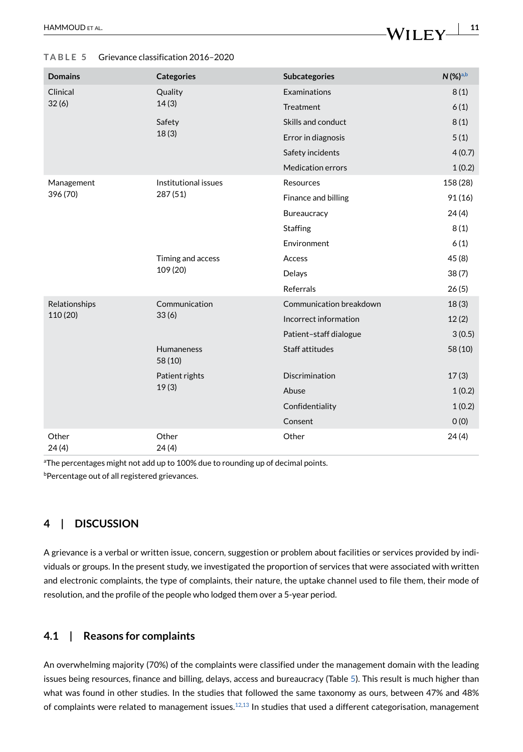**TABLE 5** Grievance classification 2016–2020

| Domains | Categories | Subcategories | *N* (%)[a,b] |
|---|---|---|---|
| Clinical 32 (6) | Quality 14 (3) | Examinations | 8 (1) |
| | | Treatment | 6 (1) |
| | Safety 18 (3) | Skills and conduct | 8 (1) |
| | | Error in diagnosis | 5 (1) |
| | | Safety incidents | 4 (0.7) |
| | | Medication errors | 1 (0.2) |
| Management 396 (70) | Institutional issues 287 (51) | Resources | 158 (28) |
| | | Finance and billing | 91 (16) |
| | | Bureaucracy | 24 (4) |
| | | Staffing | 8 (1) |
| | | Environment | 6 (1) |
| | Timing and access 109 (20) | Access | 45 (8) |
| | | Delays | 38 (7) |
| | | Referrals | 26 (5) |
| Relationships 110 (20) | Communication 33 (6) | Communication breakdown | 18 (3) |
| | | Incorrect information | 12 (2) |
| | | Patient–staff dialogue | 3 (0.5) |
| | Humaneness 58 (10) | Staff attitudes | 58 (10) |
| | Patient rights 19 (3) | Discrimination | 17 (3) |
| | | Abuse | 1 (0.2) |
| | | Confidentiality | 1 (0.2) |
| | | Consent | 0 (0) |
| Other 24 (4) | Other 24 (4) | Other | 24 (4) |

[a]The percentages might not add up to 100% due to rounding up of decimal points.

[b]Percentage out of all registered grievances.

## 4 | DISCUSSION

A grievance is a verbal or written issue, concern, suggestion or problem about facilities or services provided by individuals or groups. In the present study, we investigated the proportion of services that were associated with written and electronic complaints, the type of complaints, their nature, the uptake channel used to file them, their mode of resolution, and the profile of the people who lodged them over a 5-year period.

### 4.1 | Reasons for complaints

An overwhelming majority (70%) of the complaints were classified under the management domain with the leading issues being resources, finance and billing, delays, access and bureaucracy (Table 5). This result is much higher than what was found in other studies. In the studies that followed the same taxonomy as ours, between 47% and 48% of complaints were related to management issues.[12,13] In studies that used a different categorisation, management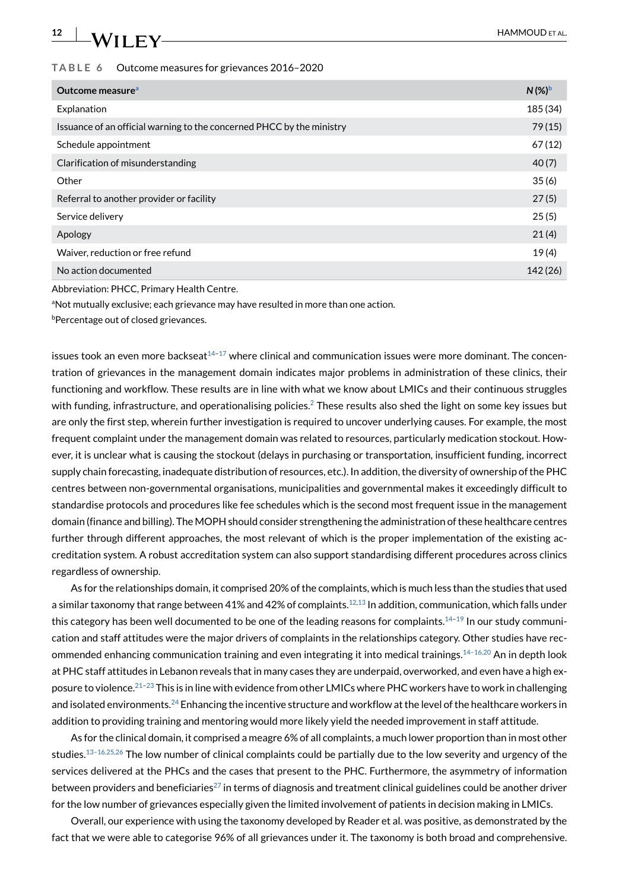TABLE 6 Outcome measures for grievances 2016–2020

| Outcome measure[a] | N (%)[b] |
|---|---|
| Explanation | 185 (34) |
| Issuance of an official warning to the concerned PHCC by the ministry | 79 (15) |
| Schedule appointment | 67 (12) |
| Clarification of misunderstanding | 40 (7) |
| Other | 35 (6) |
| Referral to another provider or facility | 27 (5) |
| Service delivery | 25 (5) |
| Apology | 21 (4) |
| Waiver, reduction or free refund | 19 (4) |
| No action documented | 142 (26) |

Abbreviation: PHCC, Primary Health Centre.

[a]Not mutually exclusive; each grievance may have resulted in more than one action.

[b]Percentage out of closed grievances.

issues took an even more backseat[14–17] where clinical and communication issues were more dominant. The concentration of grievances in the management domain indicates major problems in administration of these clinics, their functioning and workflow. These results are in line with what we know about LMICs and their continuous struggles with funding, infrastructure, and operationalising policies.[2] These results also shed the light on some key issues but are only the first step, wherein further investigation is required to uncover underlying causes. For example, the most frequent complaint under the management domain was related to resources, particularly medication stockout. However, it is unclear what is causing the stockout (delays in purchasing or transportation, insufficient funding, incorrect supply chain forecasting, inadequate distribution of resources, etc.). In addition, the diversity of ownership of the PHC centres between non-governmental organisations, municipalities and governmental makes it exceedingly difficult to standardise protocols and procedures like fee schedules which is the second most frequent issue in the management domain (finance and billing). The MOPH should consider strengthening the administration of these healthcare centres further through different approaches, the most relevant of which is the proper implementation of the existing accreditation system. A robust accreditation system can also support standardising different procedures across clinics regardless of ownership.

As for the relationships domain, it comprised 20% of the complaints, which is much less than the studies that used a similar taxonomy that range between 41% and 42% of complaints.[12,13] In addition, communication, which falls under this category has been well documented to be one of the leading reasons for complaints.[14–19] In our study communication and staff attitudes were the major drivers of complaints in the relationships category. Other studies have recommended enhancing communication training and even integrating it into medical trainings.[14–16,20] An in depth look at PHC staff attitudes in Lebanon reveals that in many cases they are underpaid, overworked, and even have a high exposure to violence.[21–23] This is in line with evidence from other LMICs where PHC workers have to work in challenging and isolated environments.[24] Enhancing the incentive structure and workflow at the level of the healthcare workers in addition to providing training and mentoring would more likely yield the needed improvement in staff attitude.

As for the clinical domain, it comprised a meagre 6% of all complaints, a much lower proportion than in most other studies.[13–16,25,26] The low number of clinical complaints could be partially due to the low severity and urgency of the services delivered at the PHCs and the cases that present to the PHC. Furthermore, the asymmetry of information between providers and beneficiaries[27] in terms of diagnosis and treatment clinical guidelines could be another driver for the low number of grievances especially given the limited involvement of patients in decision making in LMICs.

Overall, our experience with using the taxonomy developed by Reader et al. was positive, as demonstrated by the fact that we were able to categorise 96% of all grievances under it. The taxonomy is both broad and comprehensive.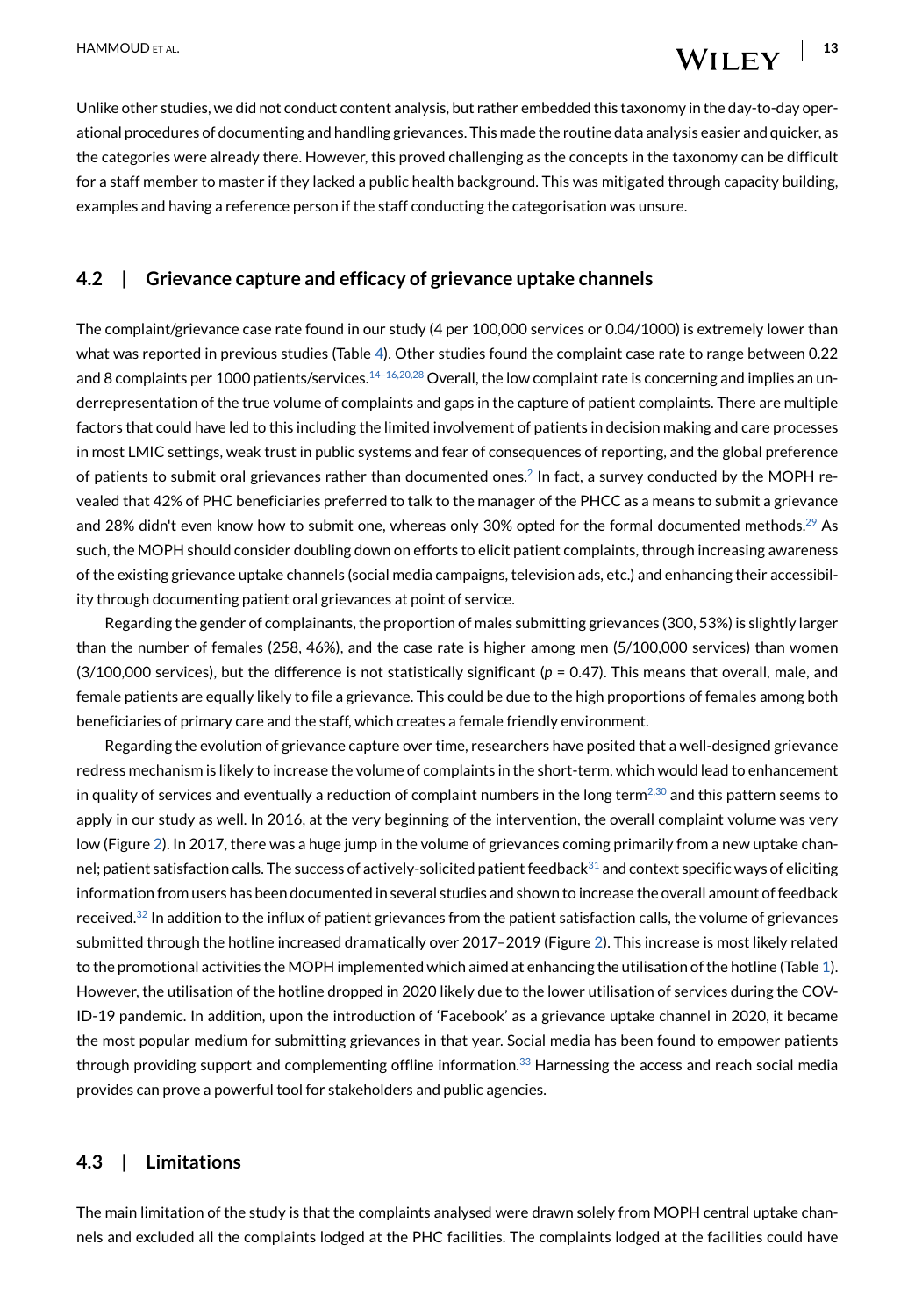Unlike other studies, we did not conduct content analysis, but rather embedded this taxonomy in the day-to-day operational procedures of documenting and handling grievances. This made the routine data analysis easier and quicker, as the categories were already there. However, this proved challenging as the concepts in the taxonomy can be difficult for a staff member to master if they lacked a public health background. This was mitigated through capacity building, examples and having a reference person if the staff conducting the categorisation was unsure.

## 4.2 | Grievance capture and efficacy of grievance uptake channels

The complaint/grievance case rate found in our study (4 per 100,000 services or 0.04/1000) is extremely lower than what was reported in previous studies (Table 4). Other studies found the complaint case rate to range between 0.22 and 8 complaints per 1000 patients/services.[14–16,20,28] Overall, the low complaint rate is concerning and implies an underrepresentation of the true volume of complaints and gaps in the capture of patient complaints. There are multiple factors that could have led to this including the limited involvement of patients in decision making and care processes in most LMIC settings, weak trust in public systems and fear of consequences of reporting, and the global preference of patients to submit oral grievances rather than documented ones.[2] In fact, a survey conducted by the MOPH revealed that 42% of PHC beneficiaries preferred to talk to the manager of the PHCC as a means to submit a grievance and 28% didn't even know how to submit one, whereas only 30% opted for the formal documented methods.[29] As such, the MOPH should consider doubling down on efforts to elicit patient complaints, through increasing awareness of the existing grievance uptake channels (social media campaigns, television ads, etc.) and enhancing their accessibility through documenting patient oral grievances at point of service.

Regarding the gender of complainants, the proportion of males submitting grievances (300, 53%) is slightly larger than the number of females (258, 46%), and the case rate is higher among men (5/100,000 services) than women (3/100,000 services), but the difference is not statistically significant ($p = 0.47$). This means that overall, male, and female patients are equally likely to file a grievance. This could be due to the high proportions of females among both beneficiaries of primary care and the staff, which creates a female friendly environment.

Regarding the evolution of grievance capture over time, researchers have posited that a well-designed grievance redress mechanism is likely to increase the volume of complaints in the short-term, which would lead to enhancement in quality of services and eventually a reduction of complaint numbers in the long term[2,30] and this pattern seems to apply in our study as well. In 2016, at the very beginning of the intervention, the overall complaint volume was very low (Figure 2). In 2017, there was a huge jump in the volume of grievances coming primarily from a new uptake channel; patient satisfaction calls. The success of actively-solicited patient feedback[31] and context specific ways of eliciting information from users has been documented in several studies and shown to increase the overall amount of feedback received.[32] In addition to the influx of patient grievances from the patient satisfaction calls, the volume of grievances submitted through the hotline increased dramatically over 2017–2019 (Figure 2). This increase is most likely related to the promotional activities the MOPH implemented which aimed at enhancing the utilisation of the hotline (Table 1). However, the utilisation of the hotline dropped in 2020 likely due to the lower utilisation of services during the COVID-19 pandemic. In addition, upon the introduction of 'Facebook' as a grievance uptake channel in 2020, it became the most popular medium for submitting grievances in that year. Social media has been found to empower patients through providing support and complementing offline information.[33] Harnessing the access and reach social media provides can prove a powerful tool for stakeholders and public agencies.

## 4.3 | Limitations

The main limitation of the study is that the complaints analysed were drawn solely from MOPH central uptake channels and excluded all the complaints lodged at the PHC facilities. The complaints lodged at the facilities could have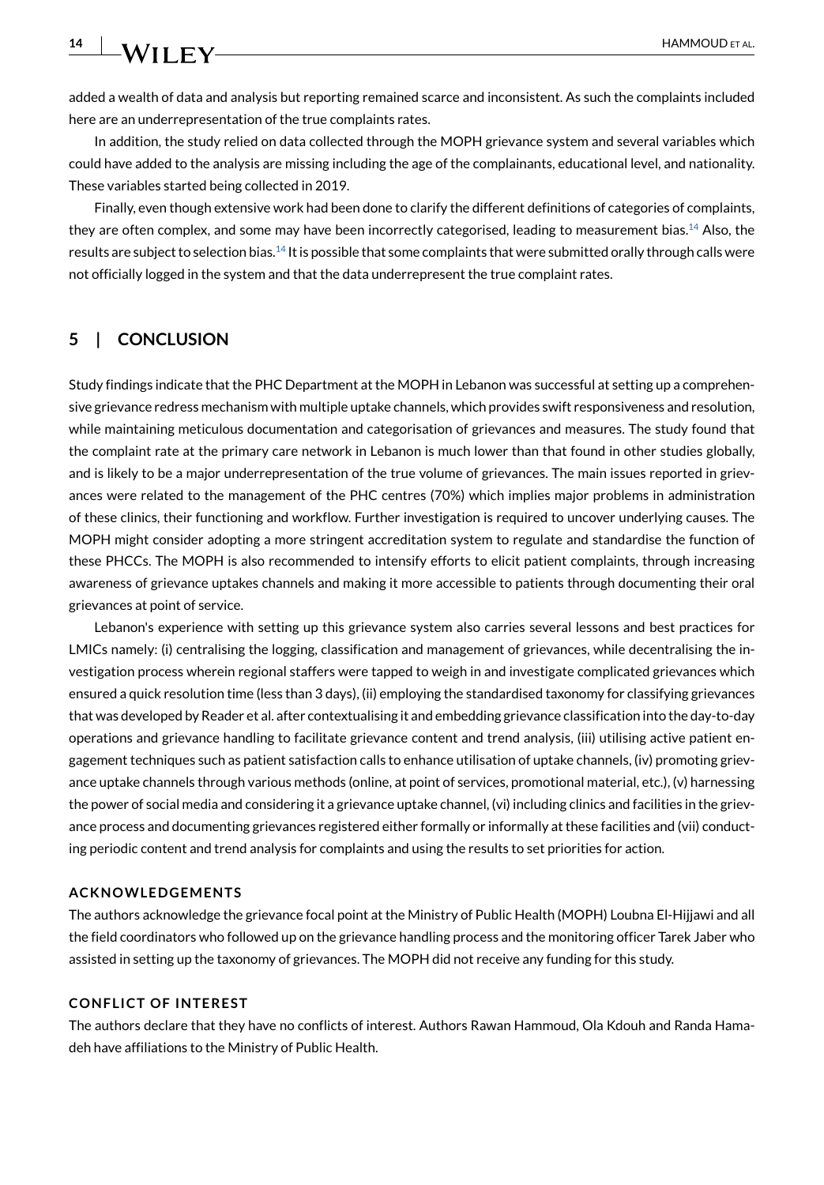added a wealth of data and analysis but reporting remained scarce and inconsistent. As such the complaints included here are an underrepresentation of the true complaints rates.

In addition, the study relied on data collected through the MOPH grievance system and several variables which could have added to the analysis are missing including the age of the complainants, educational level, and nationality. These variables started being collected in 2019.

Finally, even though extensive work had been done to clarify the different definitions of categories of complaints, they are often complex, and some may have been incorrectly categorised, leading to measurement bias.[14] Also, the results are subject to selection bias.[14] It is possible that some complaints that were submitted orally through calls were not officially logged in the system and that the data underrepresent the true complaint rates.

## 5 | CONCLUSION

Study findings indicate that the PHC Department at the MOPH in Lebanon was successful at setting up a comprehensive grievance redress mechanism with multiple uptake channels, which provides swift responsiveness and resolution, while maintaining meticulous documentation and categorisation of grievances and measures. The study found that the complaint rate at the primary care network in Lebanon is much lower than that found in other studies globally, and is likely to be a major underrepresentation of the true volume of grievances. The main issues reported in grievances were related to the management of the PHC centres (70%) which implies major problems in administration of these clinics, their functioning and workflow. Further investigation is required to uncover underlying causes. The MOPH might consider adopting a more stringent accreditation system to regulate and standardise the function of these PHCCs. The MOPH is also recommended to intensify efforts to elicit patient complaints, through increasing awareness of grievance uptakes channels and making it more accessible to patients through documenting their oral grievances at point of service.

Lebanon's experience with setting up this grievance system also carries several lessons and best practices for LMICs namely: (i) centralising the logging, classification and management of grievances, while decentralising the investigation process wherein regional staffers were tapped to weigh in and investigate complicated grievances which ensured a quick resolution time (less than 3 days), (ii) employing the standardised taxonomy for classifying grievances that was developed by Reader et al. after contextualising it and embedding grievance classification into the day-to-day operations and grievance handling to facilitate grievance content and trend analysis, (iii) utilising active patient engagement techniques such as patient satisfaction calls to enhance utilisation of uptake channels, (iv) promoting grievance uptake channels through various methods (online, at point of services, promotional material, etc.), (v) harnessing the power of social media and considering it a grievance uptake channel, (vi) including clinics and facilities in the grievance process and documenting grievances registered either formally or informally at these facilities and (vii) conducting periodic content and trend analysis for complaints and using the results to set priorities for action.

### ACKNOWLEDGEMENTS

The authors acknowledge the grievance focal point at the Ministry of Public Health (MOPH) Loubna El-Hijjawi and all the field coordinators who followed up on the grievance handling process and the monitoring officer Tarek Jaber who assisted in setting up the taxonomy of grievances. The MOPH did not receive any funding for this study.

### CONFLICT OF INTEREST

The authors declare that they have no conflicts of interest. Authors Rawan Hammoud, Ola Kdouh and Randa Hamadeh have affiliations to the Ministry of Public Health.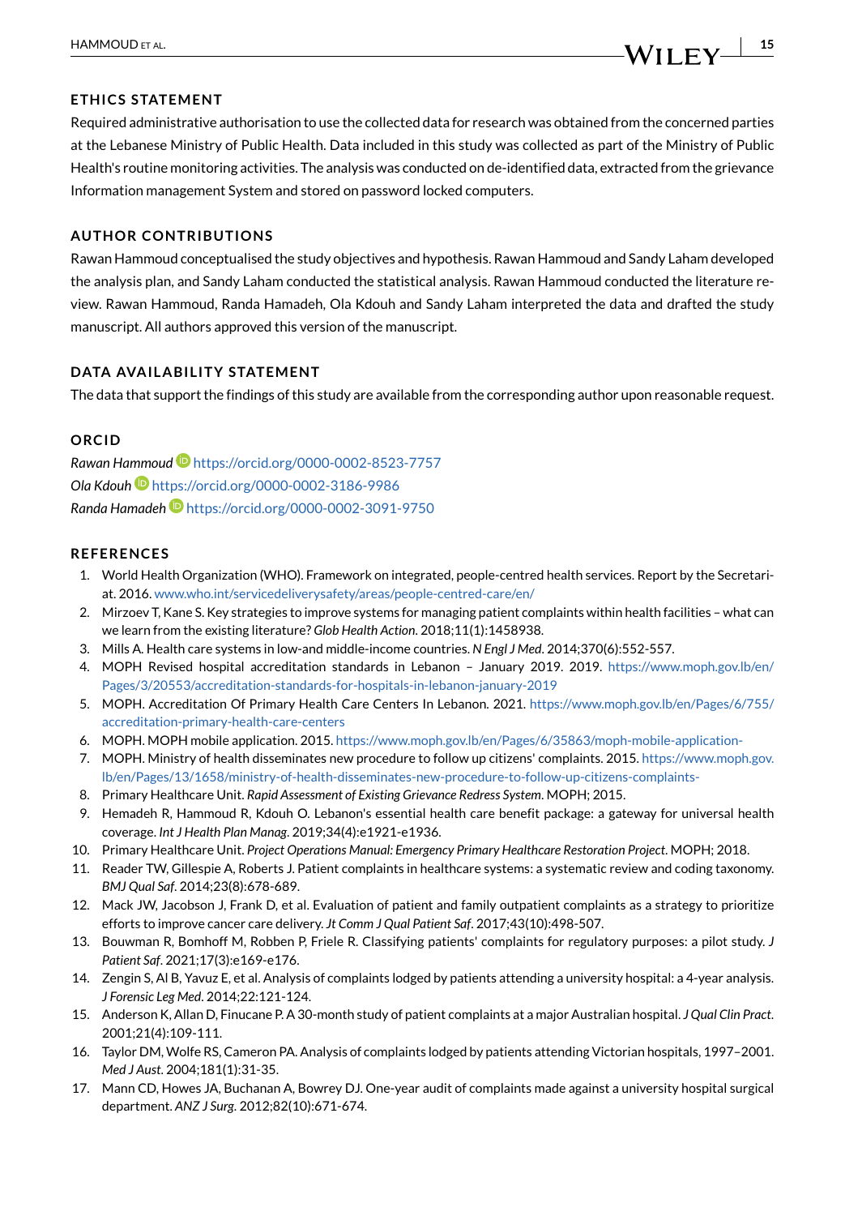## ETHICS STATEMENT

Required administrative authorisation to use the collected data for research was obtained from the concerned parties at the Lebanese Ministry of Public Health. Data included in this study was collected as part of the Ministry of Public Health's routine monitoring activities. The analysis was conducted on de-identified data, extracted from the grievance Information management System and stored on password locked computers.

## AUTHOR CONTRIBUTIONS

Rawan Hammoud conceptualised the study objectives and hypothesis. Rawan Hammoud and Sandy Laham developed the analysis plan, and Sandy Laham conducted the statistical analysis. Rawan Hammoud conducted the literature review. Rawan Hammoud, Randa Hamadeh, Ola Kdouh and Sandy Laham interpreted the data and drafted the study manuscript. All authors approved this version of the manuscript.

## DATA AVAILABILITY STATEMENT

The data that support the findings of this study are available from the corresponding author upon reasonable request.

## ORCID

*Rawan Hammoud* https://orcid.org/0000-0002-8523-7757
*Ola Kdouh* https://orcid.org/0000-0002-3186-9986
*Randa Hamadeh* https://orcid.org/0000-0002-3091-9750

## REFERENCES

1. World Health Organization (WHO). Framework on integrated, people-centred health services. Report by the Secretariat. 2016. www.who.int/servicedeliverysafety/areas/people-centred-care/en/
2. Mirzoev T, Kane S. Key strategies to improve systems for managing patient complaints within health facilities – what can we learn from the existing literature? *Glob Health Action*. 2018;11(1):1458938.
3. Mills A. Health care systems in low-and middle-income countries. *N Engl J Med*. 2014;370(6):552-557.
4. MOPH Revised hospital accreditation standards in Lebanon – January 2019. 2019. https://www.moph.gov.lb/en/Pages/3/20553/accreditation-standards-for-hospitals-in-lebanon-january-2019
5. MOPH. Accreditation Of Primary Health Care Centers In Lebanon. 2021. https://www.moph.gov.lb/en/Pages/6/755/accreditation-primary-health-care-centers
6. MOPH. MOPH mobile application. 2015. https://www.moph.gov.lb/en/Pages/6/35863/moph-mobile-application-
7. MOPH. Ministry of health disseminates new procedure to follow up citizens' complaints. 2015. https://www.moph.gov.lb/en/Pages/13/1658/ministry-of-health-disseminates-new-procedure-to-follow-up-citizens-complaints-
8. Primary Healthcare Unit. *Rapid Assessment of Existing Grievance Redress System*. MOPH; 2015.
9. Hemadeh R, Hammoud R, Kdouh O. Lebanon's essential health care benefit package: a gateway for universal health coverage. *Int J Health Plan Manag*. 2019;34(4):e1921-e1936.
10. Primary Healthcare Unit. *Project Operations Manual: Emergency Primary Healthcare Restoration Project*. MOPH; 2018.
11. Reader TW, Gillespie A, Roberts J. Patient complaints in healthcare systems: a systematic review and coding taxonomy. *BMJ Qual Saf*. 2014;23(8):678-689.
12. Mack JW, Jacobson J, Frank D, et al. Evaluation of patient and family outpatient complaints as a strategy to prioritize efforts to improve cancer care delivery. *Jt Comm J Qual Patient Saf*. 2017;43(10):498-507.
13. Bouwman R, Bomhoff M, Robben P, Friele R. Classifying patients' complaints for regulatory purposes: a pilot study. *J Patient Saf*. 2021;17(3):e169-e176.
14. Zengin S, Al B, Yavuz E, et al. Analysis of complaints lodged by patients attending a university hospital: a 4-year analysis. *J Forensic Leg Med*. 2014;22:121-124.
15. Anderson K, Allan D, Finucane P. A 30-month study of patient complaints at a major Australian hospital. *J Qual Clin Pract*. 2001;21(4):109-111.
16. Taylor DM, Wolfe RS, Cameron PA. Analysis of complaints lodged by patients attending Victorian hospitals, 1997–2001. *Med J Aust*. 2004;181(1):31-35.
17. Mann CD, Howes JA, Buchanan A, Bowrey DJ. One-year audit of complaints made against a university hospital surgical department. *ANZ J Surg*. 2012;82(10):671-674.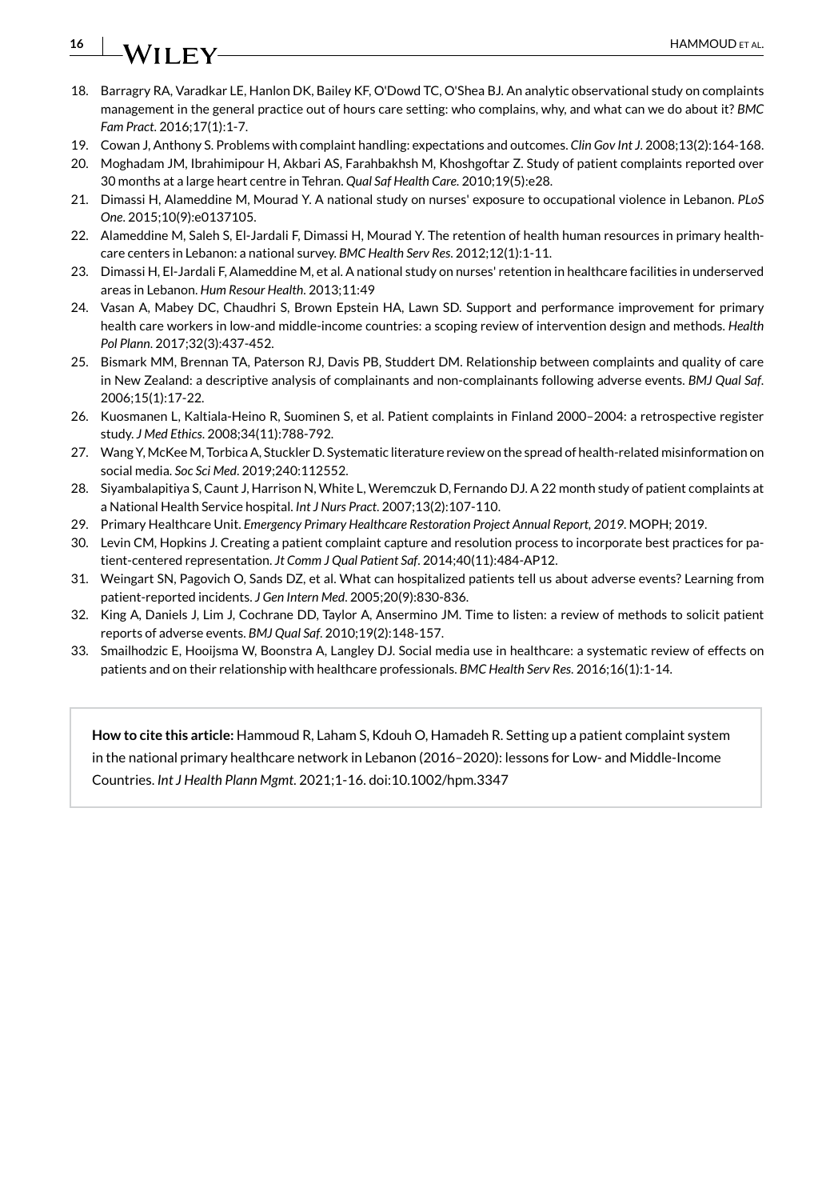18. Barragry RA, Varadkar LE, Hanlon DK, Bailey KF, O'Dowd TC, O'Shea BJ. An analytic observational study on complaints management in the general practice out of hours care setting: who complains, why, and what can we do about it? *BMC Fam Pract*. 2016;17(1):1-7.
19. Cowan J, Anthony S. Problems with complaint handling: expectations and outcomes. *Clin Gov Int J*. 2008;13(2):164-168.
20. Moghadam JM, Ibrahimipour H, Akbari AS, Farahbakhsh M, Khoshgoftar Z. Study of patient complaints reported over 30 months at a large heart centre in Tehran. *Qual Saf Health Care*. 2010;19(5):e28.
21. Dimassi H, Alameddine M, Mourad Y. A national study on nurses' exposure to occupational violence in Lebanon. *PLoS One*. 2015;10(9):e0137105.
22. Alameddine M, Saleh S, El-Jardali F, Dimassi H, Mourad Y. The retention of health human resources in primary healthcare centers in Lebanon: a national survey. *BMC Health Serv Res*. 2012;12(1):1-11.
23. Dimassi H, El-Jardali F, Alameddine M, et al. A national study on nurses' retention in healthcare facilities in underserved areas in Lebanon. *Hum Resour Health*. 2013;11:49
24. Vasan A, Mabey DC, Chaudhri S, Brown Epstein HA, Lawn SD. Support and performance improvement for primary health care workers in low-and middle-income countries: a scoping review of intervention design and methods. *Health Pol Plann*. 2017;32(3):437-452.
25. Bismark MM, Brennan TA, Paterson RJ, Davis PB, Studdert DM. Relationship between complaints and quality of care in New Zealand: a descriptive analysis of complainants and non-complainants following adverse events. *BMJ Qual Saf*. 2006;15(1):17-22.
26. Kuosmanen L, Kaltiala-Heino R, Suominen S, et al. Patient complaints in Finland 2000–2004: a retrospective register study. *J Med Ethics*. 2008;34(11):788-792.
27. Wang Y, McKee M, Torbica A, Stuckler D. Systematic literature review on the spread of health-related misinformation on social media. *Soc Sci Med*. 2019;240:112552.
28. Siyambalapitiya S, Caunt J, Harrison N, White L, Weremczuk D, Fernando DJ. A 22 month study of patient complaints at a National Health Service hospital. *Int J Nurs Pract*. 2007;13(2):107-110.
29. Primary Healthcare Unit. *Emergency Primary Healthcare Restoration Project Annual Report, 2019*. MOPH; 2019.
30. Levin CM, Hopkins J. Creating a patient complaint capture and resolution process to incorporate best practices for patient-centered representation. *Jt Comm J Qual Patient Saf*. 2014;40(11):484-AP12.
31. Weingart SN, Pagovich O, Sands DZ, et al. What can hospitalized patients tell us about adverse events? Learning from patient-reported incidents. *J Gen Intern Med*. 2005;20(9):830-836.
32. King A, Daniels J, Lim J, Cochrane DD, Taylor A, Ansermino JM. Time to listen: a review of methods to solicit patient reports of adverse events. *BMJ Qual Saf*. 2010;19(2):148-157.
33. Smailhodzic E, Hooijsma W, Boonstra A, Langley DJ. Social media use in healthcare: a systematic review of effects on patients and on their relationship with healthcare professionals. *BMC Health Serv Res*. 2016;16(1):1-14.

**How to cite this article:** Hammoud R, Laham S, Kdouh O, Hamadeh R. Setting up a patient complaint system in the national primary healthcare network in Lebanon (2016–2020): lessons for Low- and Middle-Income Countries. *Int J Health Plann Mgmt*. 2021;1-16. doi:10.1002/hpm.3347